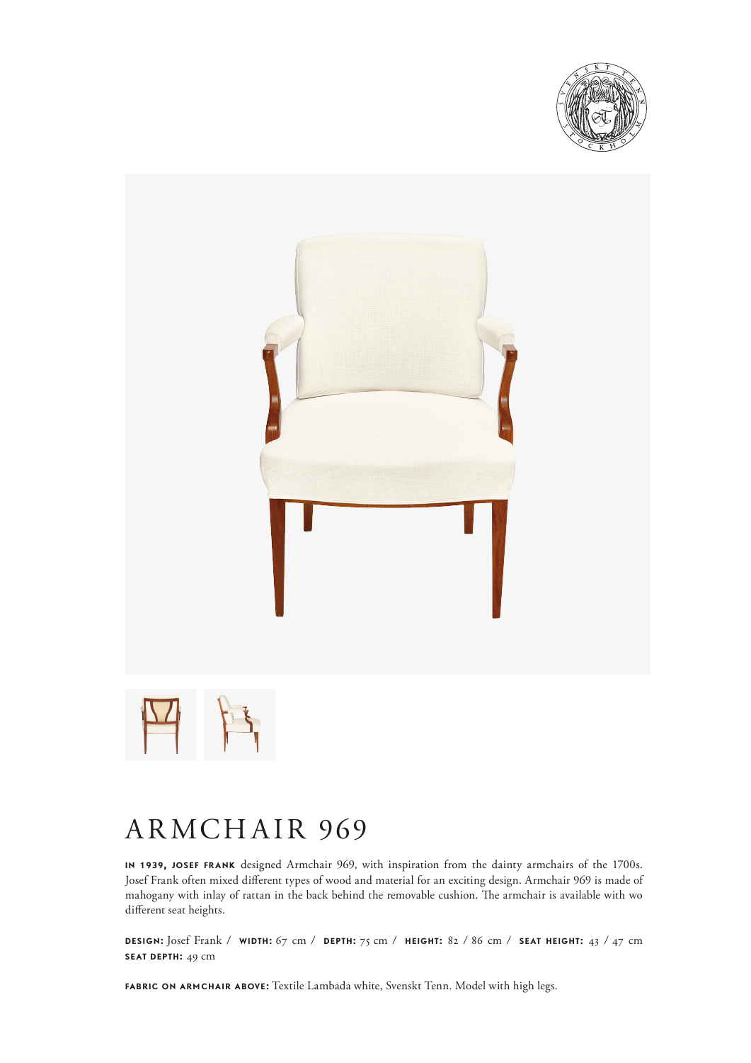# ARMCHAIR 969

**IN 1939, JOSEF FRANK** designed Armchair 969, with inspiration from the dainty armchairs of the 1700s. Josef Frank often mixed different types of wood and material for an exciting design. Armchair 969 is made of mahogany with inlay of rattan in the back behind the removable cushion. The armchair is available with wo different seat heights.

**DESIGN:** Josef Frank / **WIDTH:** 67 cm / **DEPTH:** 75 cm / **HEIGHT:** 82 / 86 cm / **SEAT HEIGHT:** 43 / 47 cm
**SEAT DEPTH:** 49 cm

**FABRIC ON ARMCHAIR ABOVE:** Textile Lambada white, Svenskt Tenn. Model with high legs.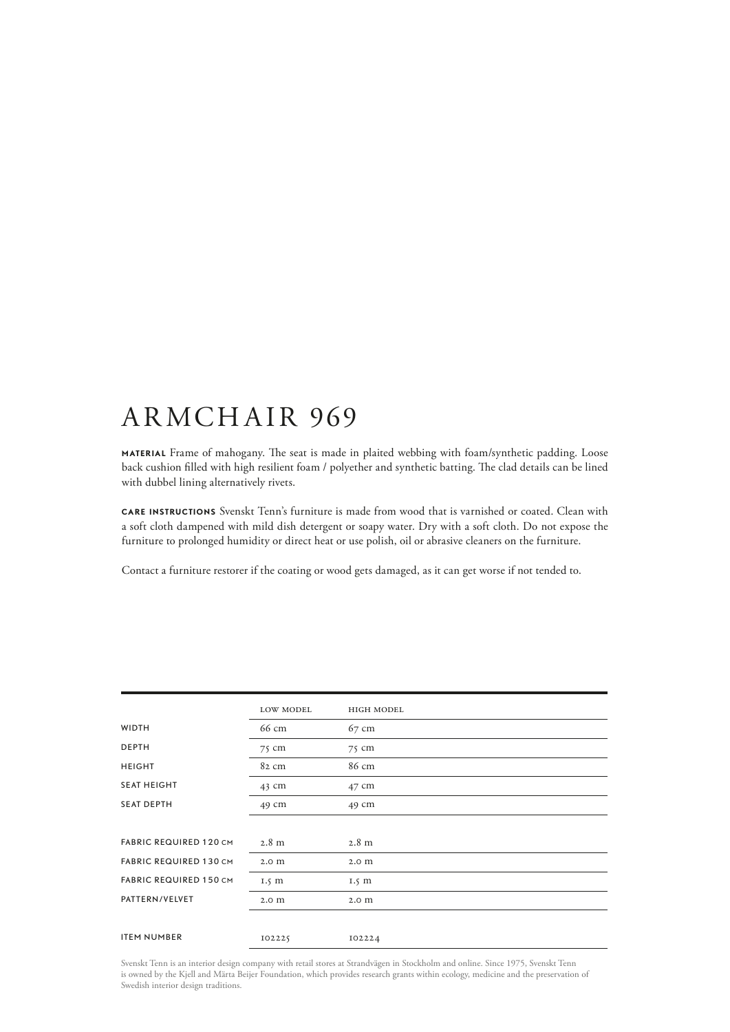# ARMCHAIR 969

**MATERIAL** Frame of mahogany. The seat is made in plaited webbing with foam/synthetic padding. Loose back cushion filled with high resilient foam / polyether and synthetic batting. The clad details can be lined with dubbel lining alternatively rivets.

**CARE INSTRUCTIONS** Svenskt Tenn's furniture is made from wood that is varnished or coated. Clean with a soft cloth dampened with mild dish detergent or soapy water. Dry with a soft cloth. Do not expose the furniture to prolonged humidity or direct heat or use polish, oil or abrasive cleaners on the furniture.

Contact a furniture restorer if the coating or wood gets damaged, as it can get worse if not tended to.

| | LOW MODEL | HIGH MODEL |
|---|---|---|
| WIDTH | 66 cm | 67 cm |
| DEPTH | 75 cm | 75 cm |
| HEIGHT | 82 cm | 86 cm |
| SEAT HEIGHT | 43 cm | 47 cm |
| SEAT DEPTH | 49 cm | 49 cm |
| FABRIC REQUIRED 120 CM | 2.8 m | 2.8 m |
| FABRIC REQUIRED 130 CM | 2.0 m | 2.0 m |
| FABRIC REQUIRED 150 CM | 1.5 m | 1.5 m |
| PATTERN/VELVET | 2.0 m | 2.0 m |
| ITEM NUMBER | 102225 | 102224 |

Svenskt Tenn is an interior design company with retail stores at Strandvägen in Stockholm and online. Since 1975, Svenskt Tenn is owned by the Kjell and Märta Beijer Foundation, which provides research grants within ecology, medicine and the preservation of Swedish interior design traditions.